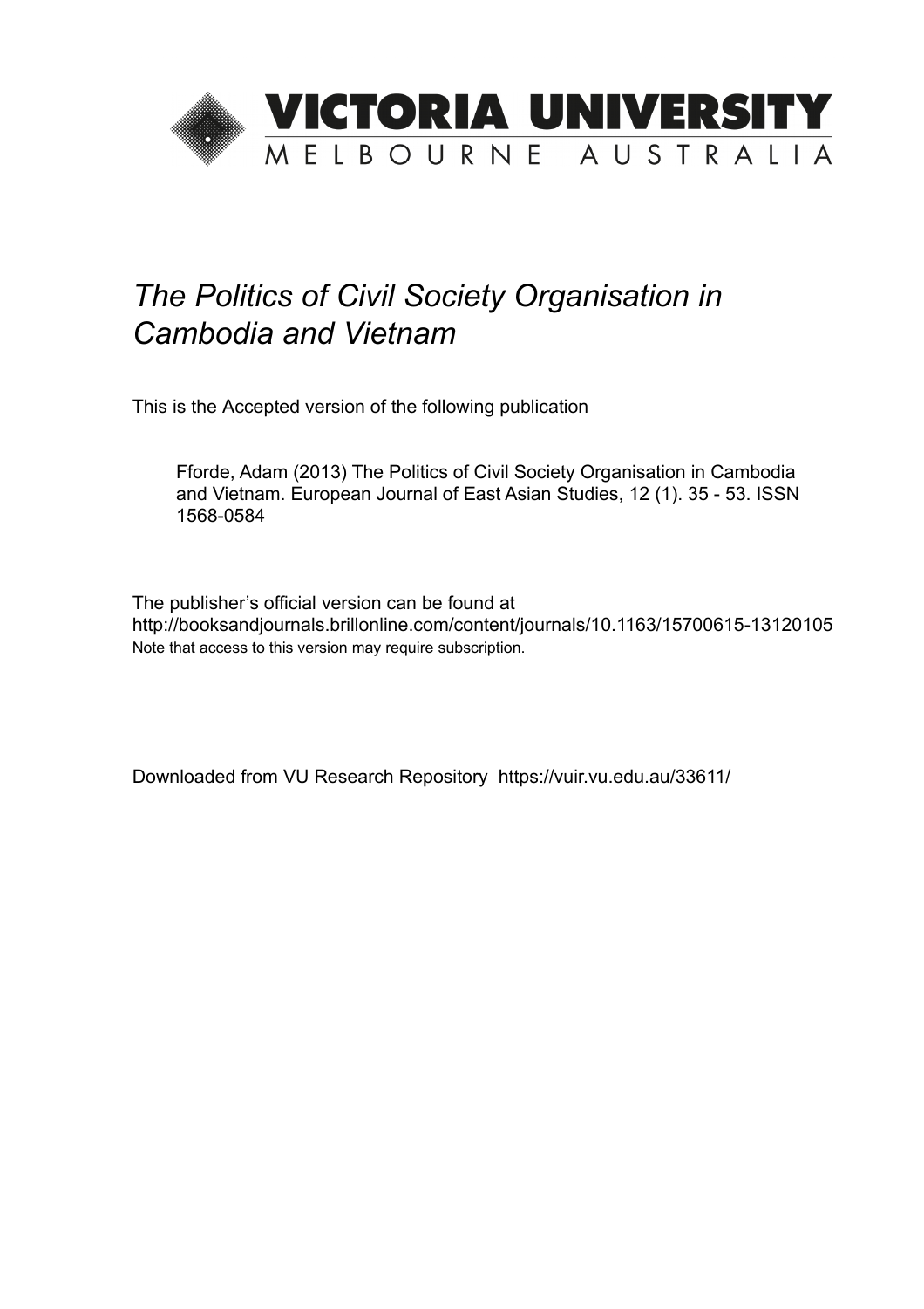VICTORIA UNIVERSITY
MELBOURNE AUSTRALIA

# *The Politics of Civil Society Organisation in Cambodia and Vietnam*

This is the Accepted version of the following publication

Fforde, Adam (2013) The Politics of Civil Society Organisation in Cambodia and Vietnam. European Journal of East Asian Studies, 12 (1). 35 - 53. ISSN 1568-0584

The publisher's official version can be found at
http://booksandjournals.brillonline.com/content/journals/10.1163/15700615-13120105
Note that access to this version may require subscription.

Downloaded from VU Research Repository https://vuir.vu.edu.au/33611/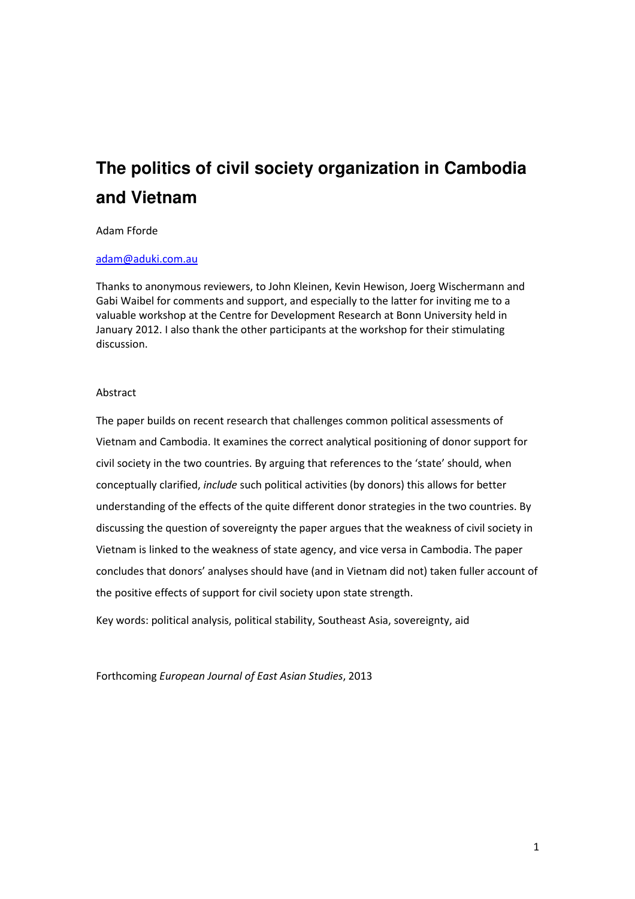# The politics of civil society organization in Cambodia and Vietnam

Adam Fforde

[adam@aduki.com.au](mailto:adam@aduki.com.au)

Thanks to anonymous reviewers, to John Kleinen, Kevin Hewison, Joerg Wischermann and Gabi Waibel for comments and support, and especially to the latter for inviting me to a valuable workshop at the Centre for Development Research at Bonn University held in January 2012. I also thank the other participants at the workshop for their stimulating discussion.

Abstract

The paper builds on recent research that challenges common political assessments of Vietnam and Cambodia. It examines the correct analytical positioning of donor support for civil society in the two countries. By arguing that references to the 'state' should, when conceptually clarified, *include* such political activities (by donors) this allows for better understanding of the effects of the quite different donor strategies in the two countries. By discussing the question of sovereignty the paper argues that the weakness of civil society in Vietnam is linked to the weakness of state agency, and vice versa in Cambodia. The paper concludes that donors' analyses should have (and in Vietnam did not) taken fuller account of the positive effects of support for civil society upon state strength.

Key words: political analysis, political stability, Southeast Asia, sovereignty, aid

Forthcoming *European Journal of East Asian Studies*, 2013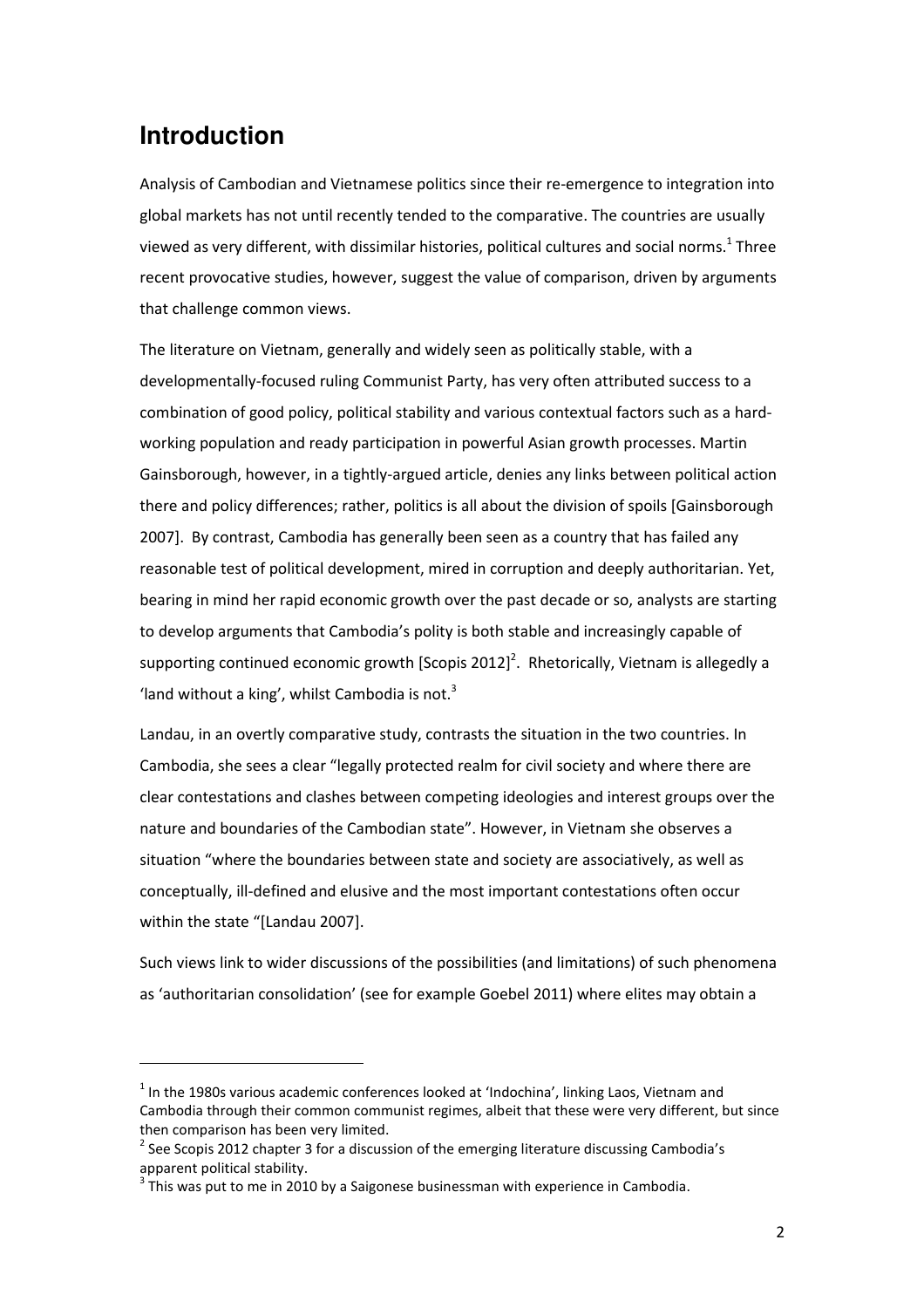# Introduction

Analysis of Cambodian and Vietnamese politics since their re-emergence to integration into global markets has not until recently tended to the comparative. The countries are usually viewed as very different, with dissimilar histories, political cultures and social norms.[1] Three recent provocative studies, however, suggest the value of comparison, driven by arguments that challenge common views.

The literature on Vietnam, generally and widely seen as politically stable, with a developmentally-focused ruling Communist Party, has very often attributed success to a combination of good policy, political stability and various contextual factors such as a hard-working population and ready participation in powerful Asian growth processes. Martin Gainsborough, however, in a tightly-argued article, denies any links between political action there and policy differences; rather, politics is all about the division of spoils [Gainsborough 2007]. By contrast, Cambodia has generally been seen as a country that has failed any reasonable test of political development, mired in corruption and deeply authoritarian. Yet, bearing in mind her rapid economic growth over the past decade or so, analysts are starting to develop arguments that Cambodia's polity is both stable and increasingly capable of supporting continued economic growth [Scopis 2012][2]. Rhetorically, Vietnam is allegedly a 'land without a king', whilst Cambodia is not.[3]

Landau, in an overtly comparative study, contrasts the situation in the two countries. In Cambodia, she sees a clear "legally protected realm for civil society and where there are clear contestations and clashes between competing ideologies and interest groups over the nature and boundaries of the Cambodian state". However, in Vietnam she observes a situation "where the boundaries between state and society are associatively, as well as conceptually, ill-defined and elusive and the most important contestations often occur within the state "[Landau 2007].

Such views link to wider discussions of the possibilities (and limitations) of such phenomena as 'authoritarian consolidation' (see for example Goebel 2011) where elites may obtain a

---

[1] In the 1980s various academic conferences looked at 'Indochina', linking Laos, Vietnam and Cambodia through their common communist regimes, albeit that these were very different, but since then comparison has been very limited.

[2] See Scopis 2012 chapter 3 for a discussion of the emerging literature discussing Cambodia's apparent political stability.

[3] This was put to me in 2010 by a Saigonese businessman with experience in Cambodia.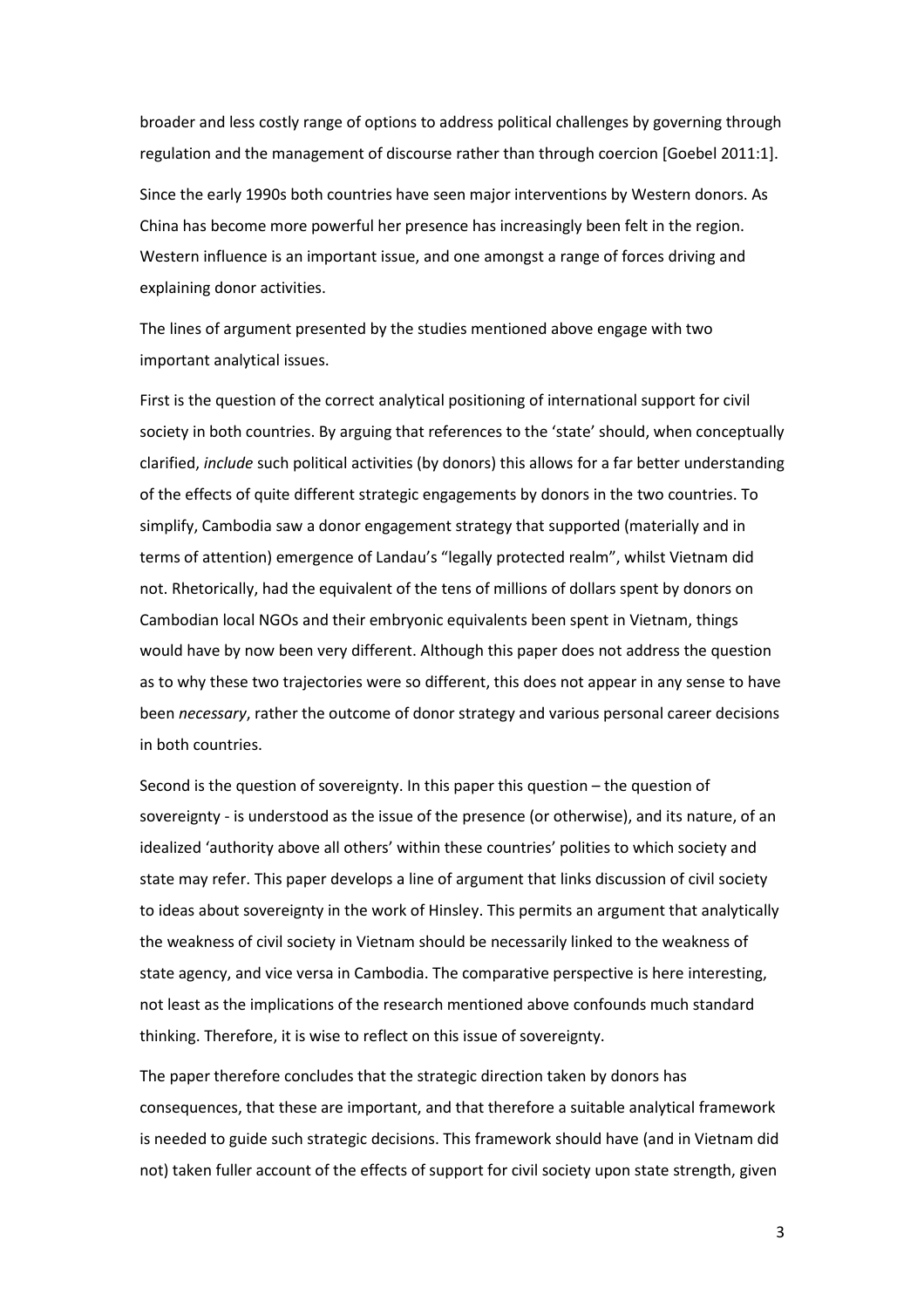broader and less costly range of options to address political challenges by governing through regulation and the management of discourse rather than through coercion [Goebel 2011:1].

Since the early 1990s both countries have seen major interventions by Western donors. As China has become more powerful her presence has increasingly been felt in the region. Western influence is an important issue, and one amongst a range of forces driving and explaining donor activities.

The lines of argument presented by the studies mentioned above engage with two important analytical issues.

First is the question of the correct analytical positioning of international support for civil society in both countries. By arguing that references to the 'state' should, when conceptually clarified, *include* such political activities (by donors) this allows for a far better understanding of the effects of quite different strategic engagements by donors in the two countries. To simplify, Cambodia saw a donor engagement strategy that supported (materially and in terms of attention) emergence of Landau's "legally protected realm", whilst Vietnam did not. Rhetorically, had the equivalent of the tens of millions of dollars spent by donors on Cambodian local NGOs and their embryonic equivalents been spent in Vietnam, things would have by now been very different. Although this paper does not address the question as to why these two trajectories were so different, this does not appear in any sense to have been *necessary*, rather the outcome of donor strategy and various personal career decisions in both countries.

Second is the question of sovereignty. In this paper this question – the question of sovereignty - is understood as the issue of the presence (or otherwise), and its nature, of an idealized 'authority above all others' within these countries' polities to which society and state may refer. This paper develops a line of argument that links discussion of civil society to ideas about sovereignty in the work of Hinsley. This permits an argument that analytically the weakness of civil society in Vietnam should be necessarily linked to the weakness of state agency, and vice versa in Cambodia. The comparative perspective is here interesting, not least as the implications of the research mentioned above confounds much standard thinking. Therefore, it is wise to reflect on this issue of sovereignty.

The paper therefore concludes that the strategic direction taken by donors has consequences, that these are important, and that therefore a suitable analytical framework is needed to guide such strategic decisions. This framework should have (and in Vietnam did not) taken fuller account of the effects of support for civil society upon state strength, given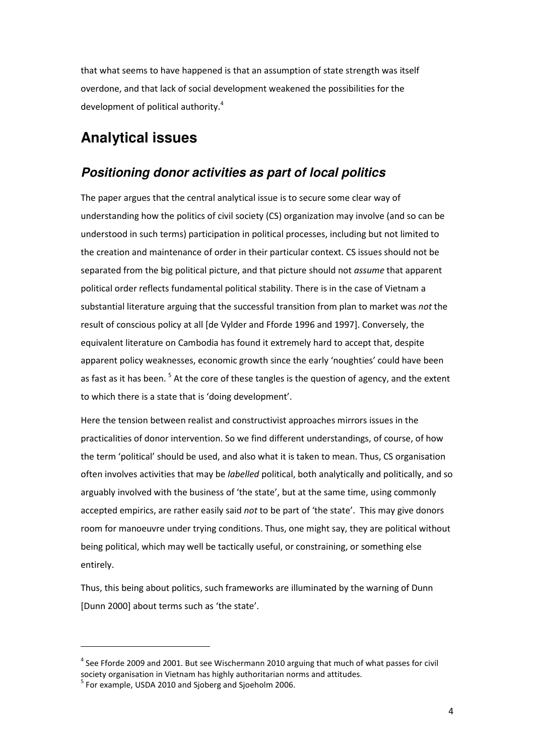that what seems to have happened is that an assumption of state strength was itself overdone, and that lack of social development weakened the possibilities for the development of political authority.[4]

## Analytical issues

### *Positioning donor activities as part of local politics*

The paper argues that the central analytical issue is to secure some clear way of understanding how the politics of civil society (CS) organization may involve (and so can be understood in such terms) participation in political processes, including but not limited to the creation and maintenance of order in their particular context. CS issues should not be separated from the big political picture, and that picture should not *assume* that apparent political order reflects fundamental political stability. There is in the case of Vietnam a substantial literature arguing that the successful transition from plan to market was *not* the result of conscious policy at all [de Vylder and Fforde 1996 and 1997]. Conversely, the equivalent literature on Cambodia has found it extremely hard to accept that, despite apparent policy weaknesses, economic growth since the early 'noughties' could have been as fast as it has been. [5] At the core of these tangles is the question of agency, and the extent to which there is a state that is 'doing development'.

Here the tension between realist and constructivist approaches mirrors issues in the practicalities of donor intervention. So we find different understandings, of course, of how the term 'political' should be used, and also what it is taken to mean. Thus, CS organisation often involves activities that may be *labelled* political, both analytically and politically, and so arguably involved with the business of 'the state', but at the same time, using commonly accepted empirics, are rather easily said *not* to be part of 'the state'. This may give donors room for manoeuvre under trying conditions. Thus, one might say, they are political without being political, which may well be tactically useful, or constraining, or something else entirely.

Thus, this being about politics, such frameworks are illuminated by the warning of Dunn [Dunn 2000] about terms such as 'the state'.

---

[4] See Fforde 2009 and 2001. But see Wischermann 2010 arguing that much of what passes for civil society organisation in Vietnam has highly authoritarian norms and attitudes.

[5] For example, USDA 2010 and Sjoberg and Sjoeholm 2006.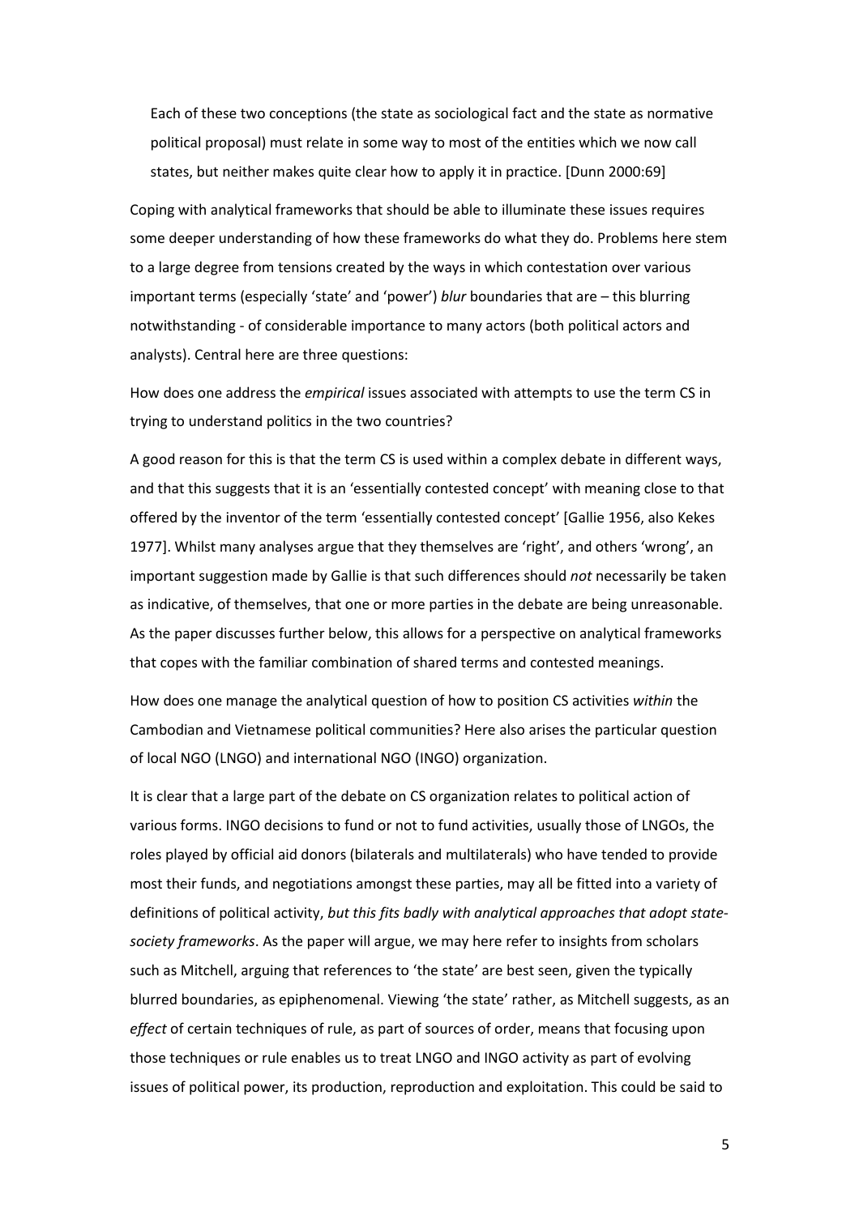> Each of these two conceptions (the state as sociological fact and the state as normative political proposal) must relate in some way to most of the entities which we now call states, but neither makes quite clear how to apply it in practice. [Dunn 2000:69]

Coping with analytical frameworks that should be able to illuminate these issues requires some deeper understanding of how these frameworks do what they do. Problems here stem to a large degree from tensions created by the ways in which contestation over various important terms (especially 'state' and 'power') *blur* boundaries that are – this blurring notwithstanding - of considerable importance to many actors (both political actors and analysts). Central here are three questions:

How does one address the *empirical* issues associated with attempts to use the term CS in trying to understand politics in the two countries?

A good reason for this is that the term CS is used within a complex debate in different ways, and that this suggests that it is an 'essentially contested concept' with meaning close to that offered by the inventor of the term 'essentially contested concept' [Gallie 1956, also Kekes 1977]. Whilst many analyses argue that they themselves are 'right', and others 'wrong', an important suggestion made by Gallie is that such differences should *not* necessarily be taken as indicative, of themselves, that one or more parties in the debate are being unreasonable. As the paper discusses further below, this allows for a perspective on analytical frameworks that copes with the familiar combination of shared terms and contested meanings.

How does one manage the analytical question of how to position CS activities *within* the Cambodian and Vietnamese political communities? Here also arises the particular question of local NGO (LNGO) and international NGO (INGO) organization.

It is clear that a large part of the debate on CS organization relates to political action of various forms. INGO decisions to fund or not to fund activities, usually those of LNGOs, the roles played by official aid donors (bilaterals and multilaterals) who have tended to provide most their funds, and negotiations amongst these parties, may all be fitted into a variety of definitions of political activity, *but this fits badly with analytical approaches that adopt state-society frameworks*. As the paper will argue, we may here refer to insights from scholars such as Mitchell, arguing that references to 'the state' are best seen, given the typically blurred boundaries, as epiphenomenal. Viewing 'the state' rather, as Mitchell suggests, as an *effect* of certain techniques of rule, as part of sources of order, means that focusing upon those techniques or rule enables us to treat LNGO and INGO activity as part of evolving issues of political power, its production, reproduction and exploitation. This could be said to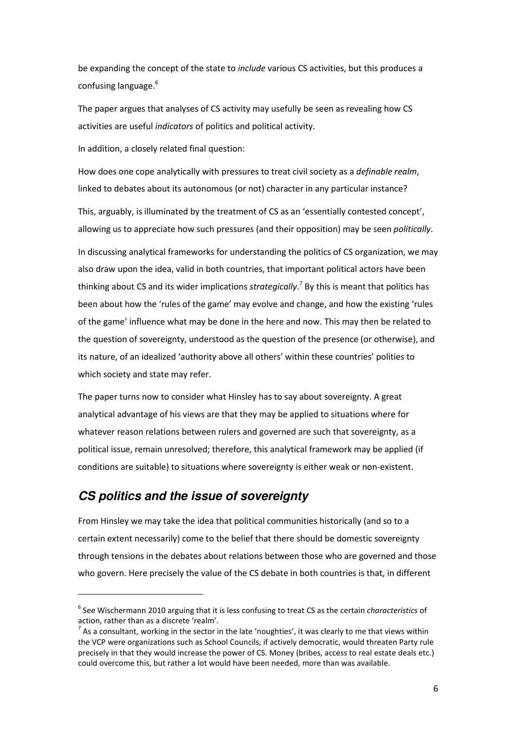be expanding the concept of the state to *include* various CS activities, but this produces a confusing language.[6]

The paper argues that analyses of CS activity may usefully be seen as revealing how CS activities are useful *indicators* of politics and political activity.

In addition, a closely related final question:

How does one cope analytically with pressures to treat civil society as a *definable realm*, linked to debates about its autonomous (or not) character in any particular instance?

This, arguably, is illuminated by the treatment of CS as an 'essentially contested concept', allowing us to appreciate how such pressures (and their opposition) may be seen *politically*.

In discussing analytical frameworks for understanding the politics of CS organization, we may also draw upon the idea, valid in both countries, that important political actors have been thinking about CS and its wider implications *strategically*.[7] By this is meant that politics has been about how the 'rules of the game' may evolve and change, and how the existing 'rules of the game' influence what may be done in the here and now. This may then be related to the question of sovereignty, understood as the question of the presence (or otherwise), and its nature, of an idealized 'authority above all others' within these countries' polities to which society and state may refer.

The paper turns now to consider what Hinsley has to say about sovereignty. A great analytical advantage of his views are that they may be applied to situations where for whatever reason relations between rulers and governed are such that sovereignty, as a political issue, remain unresolved; therefore, this analytical framework may be applied (if conditions are suitable) to situations where sovereignty is either weak or non-existent.

## *CS politics and the issue of sovereignty*

From Hinsley we may take the idea that political communities historically (and so to a certain extent necessarily) come to the belief that there should be domestic sovereignty through tensions in the debates about relations between those who are governed and those who govern. Here precisely the value of the CS debate in both countries is that, in different

---

[6] See Wischermann 2010 arguing that it is less confusing to treat CS as the certain *characteristics* of action, rather than as a discrete 'realm'.

[7] As a consultant, working in the sector in the late 'noughties', it was clearly to me that views within the VCP were organizations such as School Councils, if actively democratic, would threaten Party rule precisely in that they would increase the power of CS. Money (bribes, access to real estate deals etc.) could overcome this, but rather a lot would have been needed, more than was available.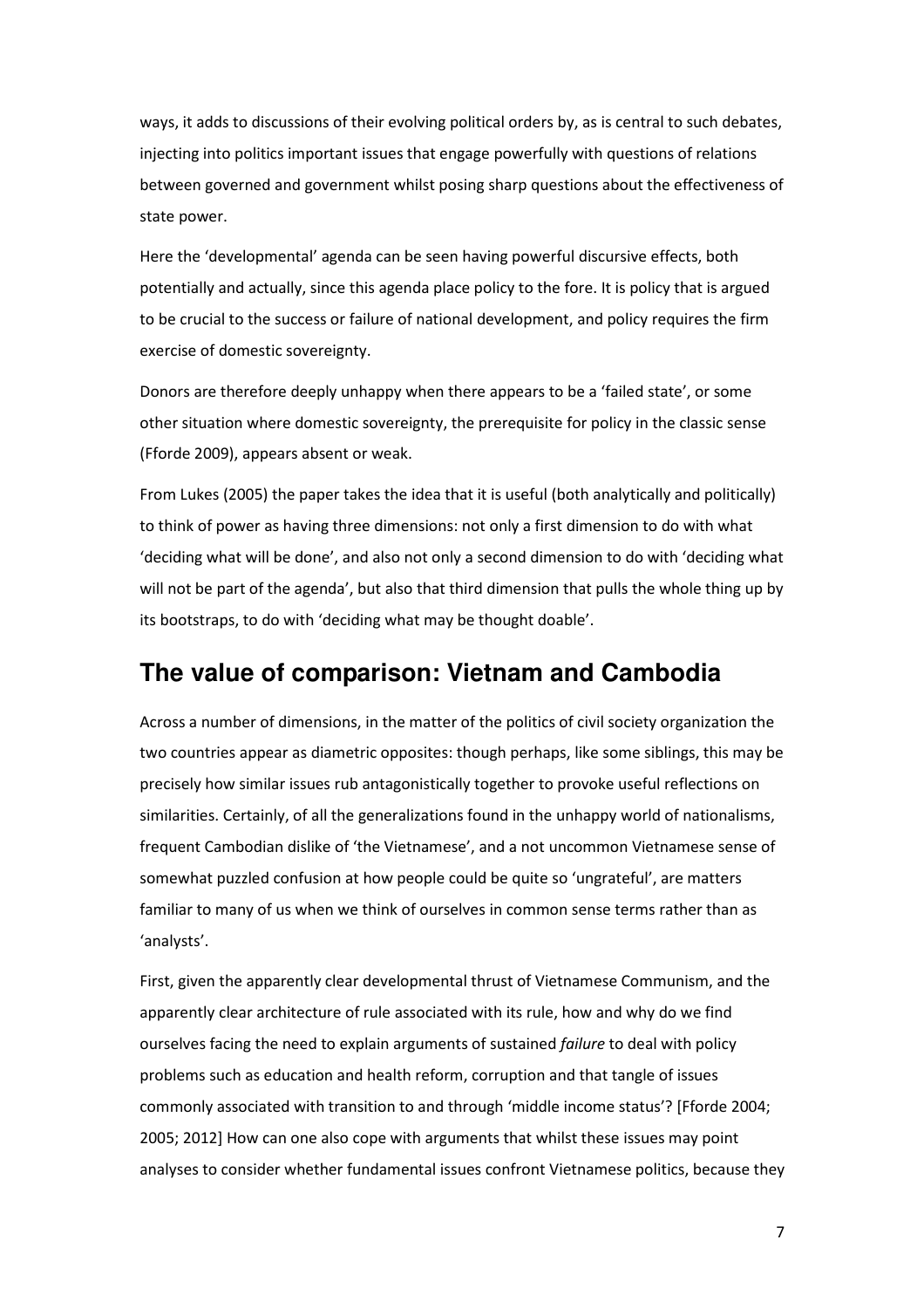ways, it adds to discussions of their evolving political orders by, as is central to such debates, injecting into politics important issues that engage powerfully with questions of relations between governed and government whilst posing sharp questions about the effectiveness of state power.

Here the 'developmental' agenda can be seen having powerful discursive effects, both potentially and actually, since this agenda place policy to the fore. It is policy that is argued to be crucial to the success or failure of national development, and policy requires the firm exercise of domestic sovereignty.

Donors are therefore deeply unhappy when there appears to be a 'failed state', or some other situation where domestic sovereignty, the prerequisite for policy in the classic sense (Fforde 2009), appears absent or weak.

From Lukes (2005) the paper takes the idea that it is useful (both analytically and politically) to think of power as having three dimensions: not only a first dimension to do with what 'deciding what will be done', and also not only a second dimension to do with 'deciding what will not be part of the agenda', but also that third dimension that pulls the whole thing up by its bootstraps, to do with 'deciding what may be thought doable'.

## The value of comparison: Vietnam and Cambodia

Across a number of dimensions, in the matter of the politics of civil society organization the two countries appear as diametric opposites: though perhaps, like some siblings, this may be precisely how similar issues rub antagonistically together to provoke useful reflections on similarities. Certainly, of all the generalizations found in the unhappy world of nationalisms, frequent Cambodian dislike of 'the Vietnamese', and a not uncommon Vietnamese sense of somewhat puzzled confusion at how people could be quite so 'ungrateful', are matters familiar to many of us when we think of ourselves in common sense terms rather than as 'analysts'.

First, given the apparently clear developmental thrust of Vietnamese Communism, and the apparently clear architecture of rule associated with its rule, how and why do we find ourselves facing the need to explain arguments of sustained *failure* to deal with policy problems such as education and health reform, corruption and that tangle of issues commonly associated with transition to and through 'middle income status'? [Fforde 2004; 2005; 2012] How can one also cope with arguments that whilst these issues may point analyses to consider whether fundamental issues confront Vietnamese politics, because they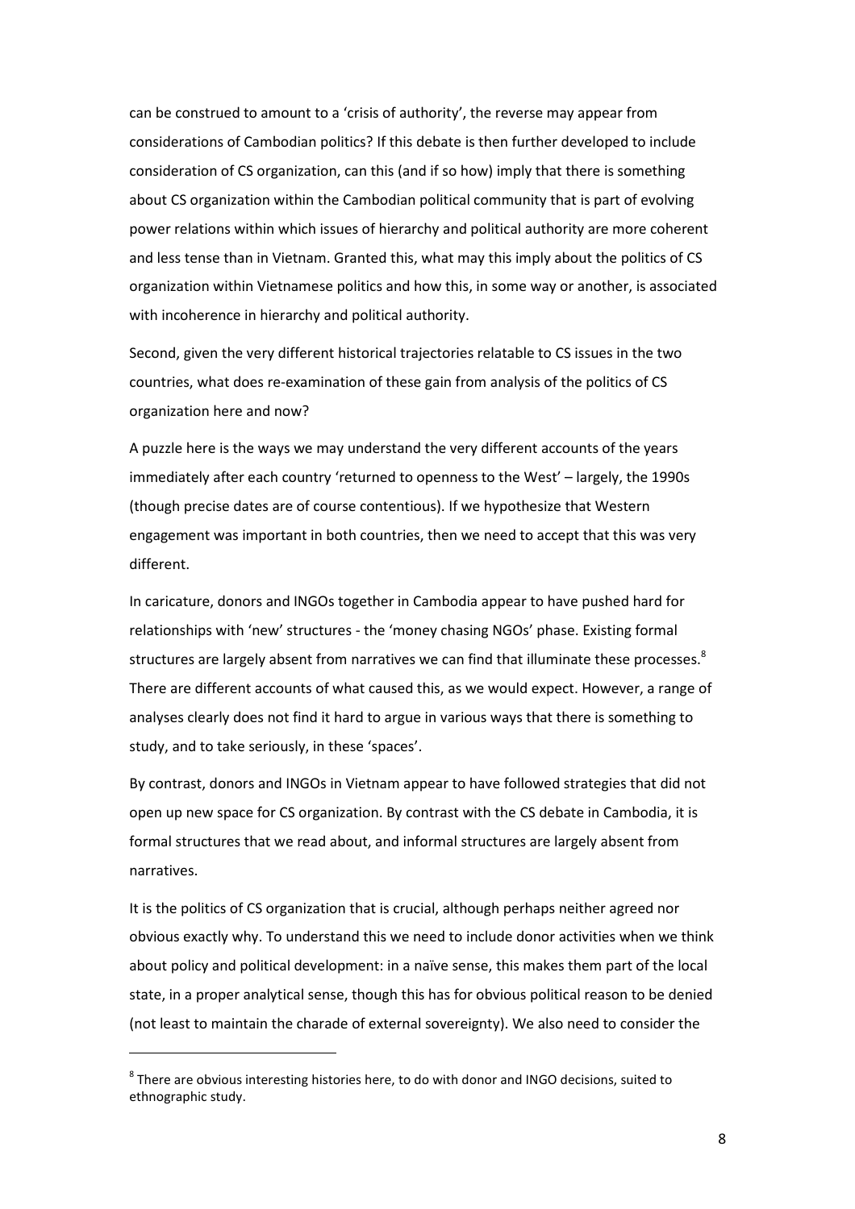can be construed to amount to a 'crisis of authority', the reverse may appear from considerations of Cambodian politics? If this debate is then further developed to include consideration of CS organization, can this (and if so how) imply that there is something about CS organization within the Cambodian political community that is part of evolving power relations within which issues of hierarchy and political authority are more coherent and less tense than in Vietnam. Granted this, what may this imply about the politics of CS organization within Vietnamese politics and how this, in some way or another, is associated with incoherence in hierarchy and political authority.

Second, given the very different historical trajectories relatable to CS issues in the two countries, what does re-examination of these gain from analysis of the politics of CS organization here and now?

A puzzle here is the ways we may understand the very different accounts of the years immediately after each country 'returned to openness to the West' – largely, the 1990s (though precise dates are of course contentious). If we hypothesize that Western engagement was important in both countries, then we need to accept that this was very different.

In caricature, donors and INGOs together in Cambodia appear to have pushed hard for relationships with 'new' structures - the 'money chasing NGOs' phase. Existing formal structures are largely absent from narratives we can find that illuminate these processes.[8] There are different accounts of what caused this, as we would expect. However, a range of analyses clearly does not find it hard to argue in various ways that there is something to study, and to take seriously, in these 'spaces'.

By contrast, donors and INGOs in Vietnam appear to have followed strategies that did not open up new space for CS organization. By contrast with the CS debate in Cambodia, it is formal structures that we read about, and informal structures are largely absent from narratives.

It is the politics of CS organization that is crucial, although perhaps neither agreed nor obvious exactly why. To understand this we need to include donor activities when we think about policy and political development: in a naïve sense, this makes them part of the local state, in a proper analytical sense, though this has for obvious political reason to be denied (not least to maintain the charade of external sovereignty). We also need to consider the

[8] There are obvious interesting histories here, to do with donor and INGO decisions, suited to ethnographic study.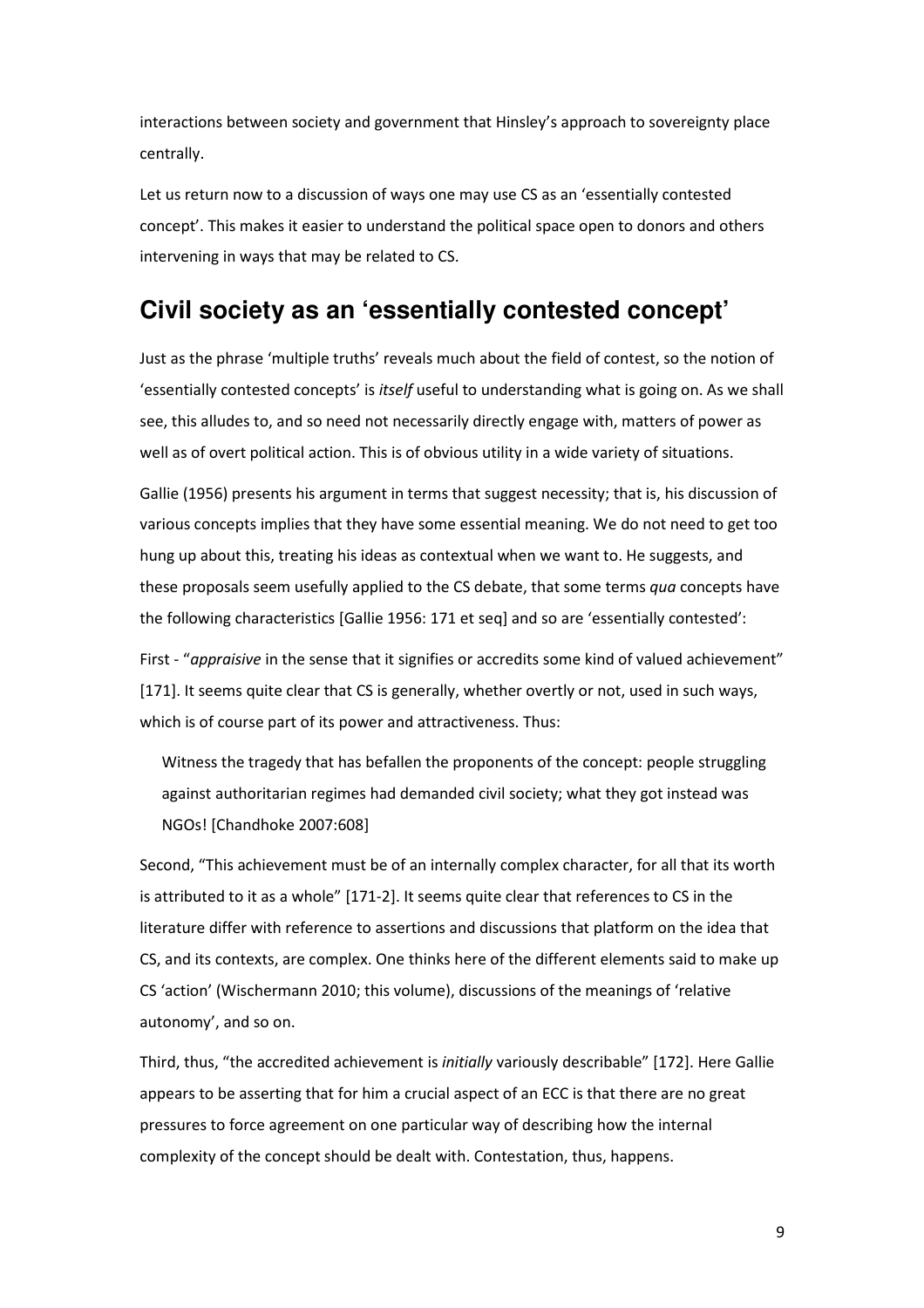interactions between society and government that Hinsley's approach to sovereignty place centrally.

Let us return now to a discussion of ways one may use CS as an 'essentially contested concept'. This makes it easier to understand the political space open to donors and others intervening in ways that may be related to CS.

## Civil society as an 'essentially contested concept'

Just as the phrase 'multiple truths' reveals much about the field of contest, so the notion of 'essentially contested concepts' is *itself* useful to understanding what is going on. As we shall see, this alludes to, and so need not necessarily directly engage with, matters of power as well as of overt political action. This is of obvious utility in a wide variety of situations.

Gallie (1956) presents his argument in terms that suggest necessity; that is, his discussion of various concepts implies that they have some essential meaning. We do not need to get too hung up about this, treating his ideas as contextual when we want to. He suggests, and these proposals seem usefully applied to the CS debate, that some terms *qua* concepts have the following characteristics [Gallie 1956: 171 et seq] and so are 'essentially contested':

First - "*appraisive* in the sense that it signifies or accredits some kind of valued achievement" [171]. It seems quite clear that CS is generally, whether overtly or not, used in such ways, which is of course part of its power and attractiveness. Thus:

> Witness the tragedy that has befallen the proponents of the concept: people struggling against authoritarian regimes had demanded civil society; what they got instead was NGOs! [Chandhoke 2007:608]

Second, "This achievement must be of an internally complex character, for all that its worth is attributed to it as a whole" [171-2]. It seems quite clear that references to CS in the literature differ with reference to assertions and discussions that platform on the idea that CS, and its contexts, are complex. One thinks here of the different elements said to make up CS 'action' (Wischermann 2010; this volume), discussions of the meanings of 'relative autonomy', and so on.

Third, thus, "the accredited achievement is *initially* variously describable" [172]. Here Gallie appears to be asserting that for him a crucial aspect of an ECC is that there are no great pressures to force agreement on one particular way of describing how the internal complexity of the concept should be dealt with. Contestation, thus, happens.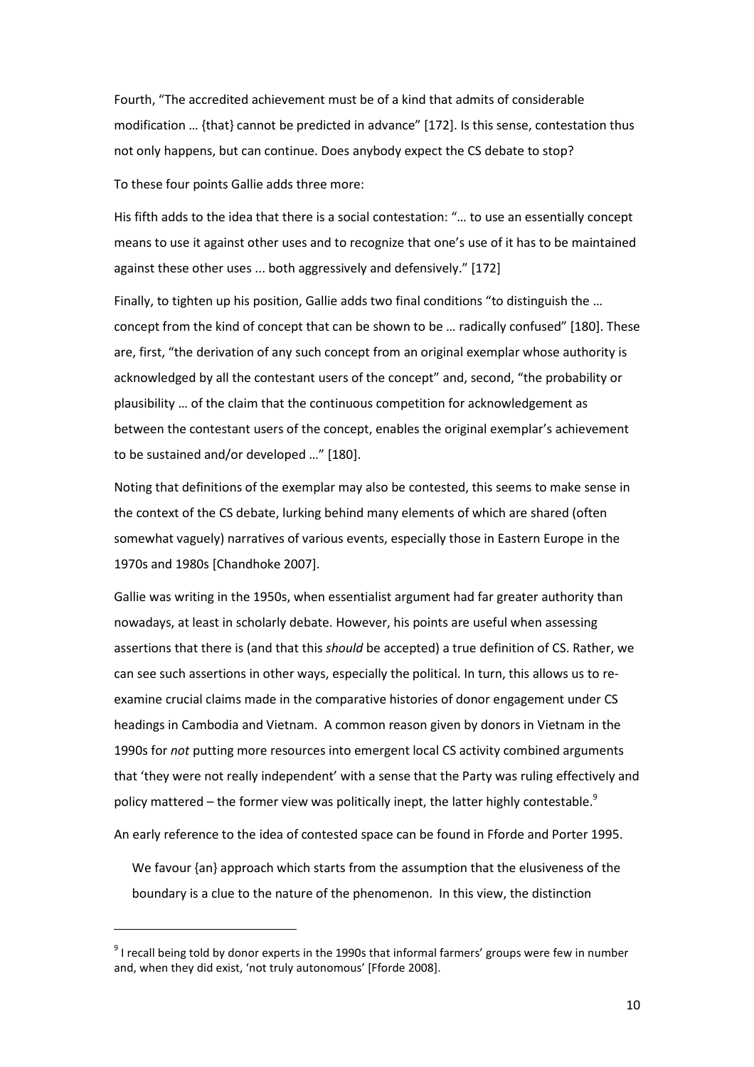Fourth, "The accredited achievement must be of a kind that admits of considerable modification … {that} cannot be predicted in advance" [172]. Is this sense, contestation thus not only happens, but can continue. Does anybody expect the CS debate to stop?

To these four points Gallie adds three more:

His fifth adds to the idea that there is a social contestation: "… to use an essentially concept means to use it against other uses and to recognize that one's use of it has to be maintained against these other uses ... both aggressively and defensively." [172]

Finally, to tighten up his position, Gallie adds two final conditions "to distinguish the … concept from the kind of concept that can be shown to be … radically confused" [180]. These are, first, "the derivation of any such concept from an original exemplar whose authority is acknowledged by all the contestant users of the concept" and, second, "the probability or plausibility … of the claim that the continuous competition for acknowledgement as between the contestant users of the concept, enables the original exemplar's achievement to be sustained and/or developed …" [180].

Noting that definitions of the exemplar may also be contested, this seems to make sense in the context of the CS debate, lurking behind many elements of which are shared (often somewhat vaguely) narratives of various events, especially those in Eastern Europe in the 1970s and 1980s [Chandhoke 2007].

Gallie was writing in the 1950s, when essentialist argument had far greater authority than nowadays, at least in scholarly debate. However, his points are useful when assessing assertions that there is (and that this *should* be accepted) a true definition of CS. Rather, we can see such assertions in other ways, especially the political. In turn, this allows us to re-examine crucial claims made in the comparative histories of donor engagement under CS headings in Cambodia and Vietnam. A common reason given by donors in Vietnam in the 1990s for *not* putting more resources into emergent local CS activity combined arguments that 'they were not really independent' with a sense that the Party was ruling effectively and policy mattered – the former view was politically inept, the latter highly contestable.[9]

An early reference to the idea of contested space can be found in Fforde and Porter 1995.

> We favour {an} approach which starts from the assumption that the elusiveness of the boundary is a clue to the nature of the phenomenon. In this view, the distinction

[9] I recall being told by donor experts in the 1990s that informal farmers' groups were few in number and, when they did exist, 'not truly autonomous' [Fforde 2008].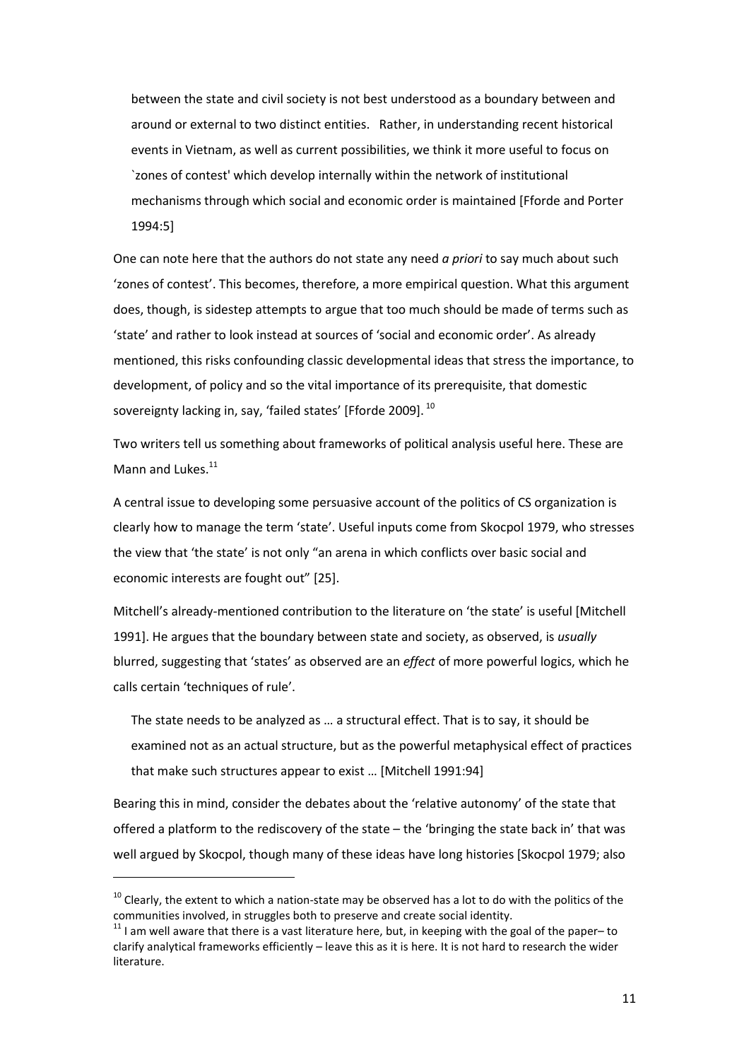> between the state and civil society is not best understood as a boundary between and around or external to two distinct entities. Rather, in understanding recent historical events in Vietnam, as well as current possibilities, we think it more useful to focus on `zones of contest' which develop internally within the network of institutional mechanisms through which social and economic order is maintained [Fforde and Porter 1994:5]

One can note here that the authors do not state any need *a priori* to say much about such 'zones of contest'. This becomes, therefore, a more empirical question. What this argument does, though, is sidestep attempts to argue that too much should be made of terms such as 'state' and rather to look instead at sources of 'social and economic order'. As already mentioned, this risks confounding classic developmental ideas that stress the importance, to development, of policy and so the vital importance of its prerequisite, that domestic sovereignty lacking in, say, 'failed states' [Fforde 2009]. [10]

Two writers tell us something about frameworks of political analysis useful here. These are Mann and Lukes.[11]

A central issue to developing some persuasive account of the politics of CS organization is clearly how to manage the term 'state'. Useful inputs come from Skocpol 1979, who stresses the view that 'the state' is not only "an arena in which conflicts over basic social and economic interests are fought out" [25].

Mitchell's already-mentioned contribution to the literature on 'the state' is useful [Mitchell 1991]. He argues that the boundary between state and society, as observed, is *usually* blurred, suggesting that 'states' as observed are an *effect* of more powerful logics, which he calls certain 'techniques of rule'.

> The state needs to be analyzed as … a structural effect. That is to say, it should be examined not as an actual structure, but as the powerful metaphysical effect of practices that make such structures appear to exist … [Mitchell 1991:94]

Bearing this in mind, consider the debates about the 'relative autonomy' of the state that offered a platform to the rediscovery of the state – the 'bringing the state back in' that was well argued by Skocpol, though many of these ideas have long histories [Skocpol 1979; also

---

[10] Clearly, the extent to which a nation-state may be observed has a lot to do with the politics of the communities involved, in struggles both to preserve and create social identity.

[11] I am well aware that there is a vast literature here, but, in keeping with the goal of the paper– to clarify analytical frameworks efficiently – leave this as it is here. It is not hard to research the wider literature.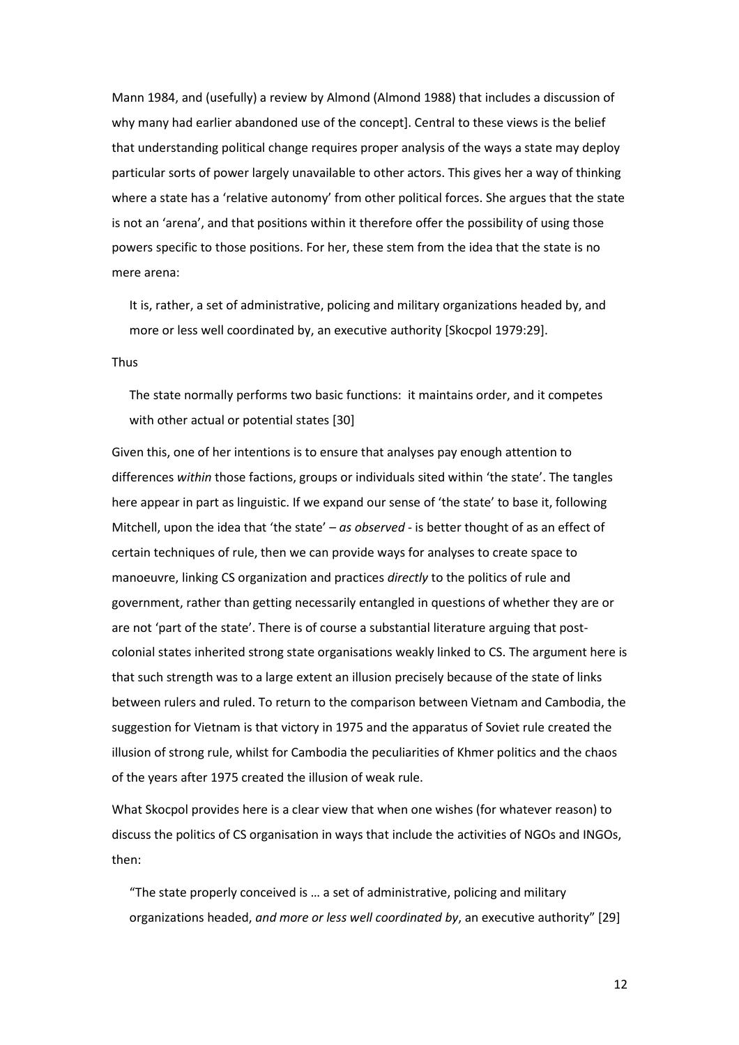Mann 1984, and (usefully) a review by Almond (Almond 1988) that includes a discussion of why many had earlier abandoned use of the concept]. Central to these views is the belief that understanding political change requires proper analysis of the ways a state may deploy particular sorts of power largely unavailable to other actors. This gives her a way of thinking where a state has a 'relative autonomy' from other political forces. She argues that the state is not an 'arena', and that positions within it therefore offer the possibility of using those powers specific to those positions. For her, these stem from the idea that the state is no mere arena:

> It is, rather, a set of administrative, policing and military organizations headed by, and more or less well coordinated by, an executive authority [Skocpol 1979:29].

Thus

> The state normally performs two basic functions: it maintains order, and it competes with other actual or potential states [30]

Given this, one of her intentions is to ensure that analyses pay enough attention to differences *within* those factions, groups or individuals sited within 'the state'. The tangles here appear in part as linguistic. If we expand our sense of 'the state' to base it, following Mitchell, upon the idea that 'the state' – *as observed* - is better thought of as an effect of certain techniques of rule, then we can provide ways for analyses to create space to manoeuvre, linking CS organization and practices *directly* to the politics of rule and government, rather than getting necessarily entangled in questions of whether they are or are not 'part of the state'. There is of course a substantial literature arguing that post-colonial states inherited strong state organisations weakly linked to CS. The argument here is that such strength was to a large extent an illusion precisely because of the state of links between rulers and ruled. To return to the comparison between Vietnam and Cambodia, the suggestion for Vietnam is that victory in 1975 and the apparatus of Soviet rule created the illusion of strong rule, whilst for Cambodia the peculiarities of Khmer politics and the chaos of the years after 1975 created the illusion of weak rule.

What Skocpol provides here is a clear view that when one wishes (for whatever reason) to discuss the politics of CS organisation in ways that include the activities of NGOs and INGOs, then:

> "The state properly conceived is … a set of administrative, policing and military organizations headed, *and more or less well coordinated by*, an executive authority" [29]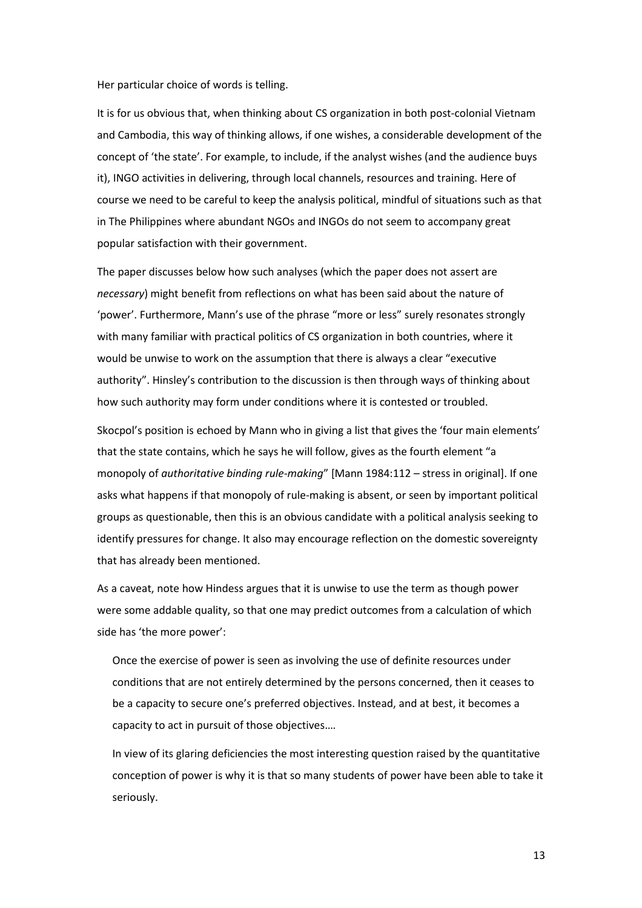Her particular choice of words is telling.

It is for us obvious that, when thinking about CS organization in both post-colonial Vietnam and Cambodia, this way of thinking allows, if one wishes, a considerable development of the concept of 'the state'. For example, to include, if the analyst wishes (and the audience buys it), INGO activities in delivering, through local channels, resources and training. Here of course we need to be careful to keep the analysis political, mindful of situations such as that in The Philippines where abundant NGOs and INGOs do not seem to accompany great popular satisfaction with their government.

The paper discusses below how such analyses (which the paper does not assert are *necessary*) might benefit from reflections on what has been said about the nature of 'power'. Furthermore, Mann's use of the phrase "more or less" surely resonates strongly with many familiar with practical politics of CS organization in both countries, where it would be unwise to work on the assumption that there is always a clear "executive authority". Hinsley's contribution to the discussion is then through ways of thinking about how such authority may form under conditions where it is contested or troubled.

Skocpol's position is echoed by Mann who in giving a list that gives the 'four main elements' that the state contains, which he says he will follow, gives as the fourth element "a monopoly of *authoritative binding rule-making*" [Mann 1984:112 – stress in original]. If one asks what happens if that monopoly of rule-making is absent, or seen by important political groups as questionable, then this is an obvious candidate with a political analysis seeking to identify pressures for change. It also may encourage reflection on the domestic sovereignty that has already been mentioned.

As a caveat, note how Hindess argues that it is unwise to use the term as though power were some addable quality, so that one may predict outcomes from a calculation of which side has 'the more power':

> Once the exercise of power is seen as involving the use of definite resources under conditions that are not entirely determined by the persons concerned, then it ceases to be a capacity to secure one's preferred objectives. Instead, and at best, it becomes a capacity to act in pursuit of those objectives.…
>
> In view of its glaring deficiencies the most interesting question raised by the quantitative conception of power is why it is that so many students of power have been able to take it seriously.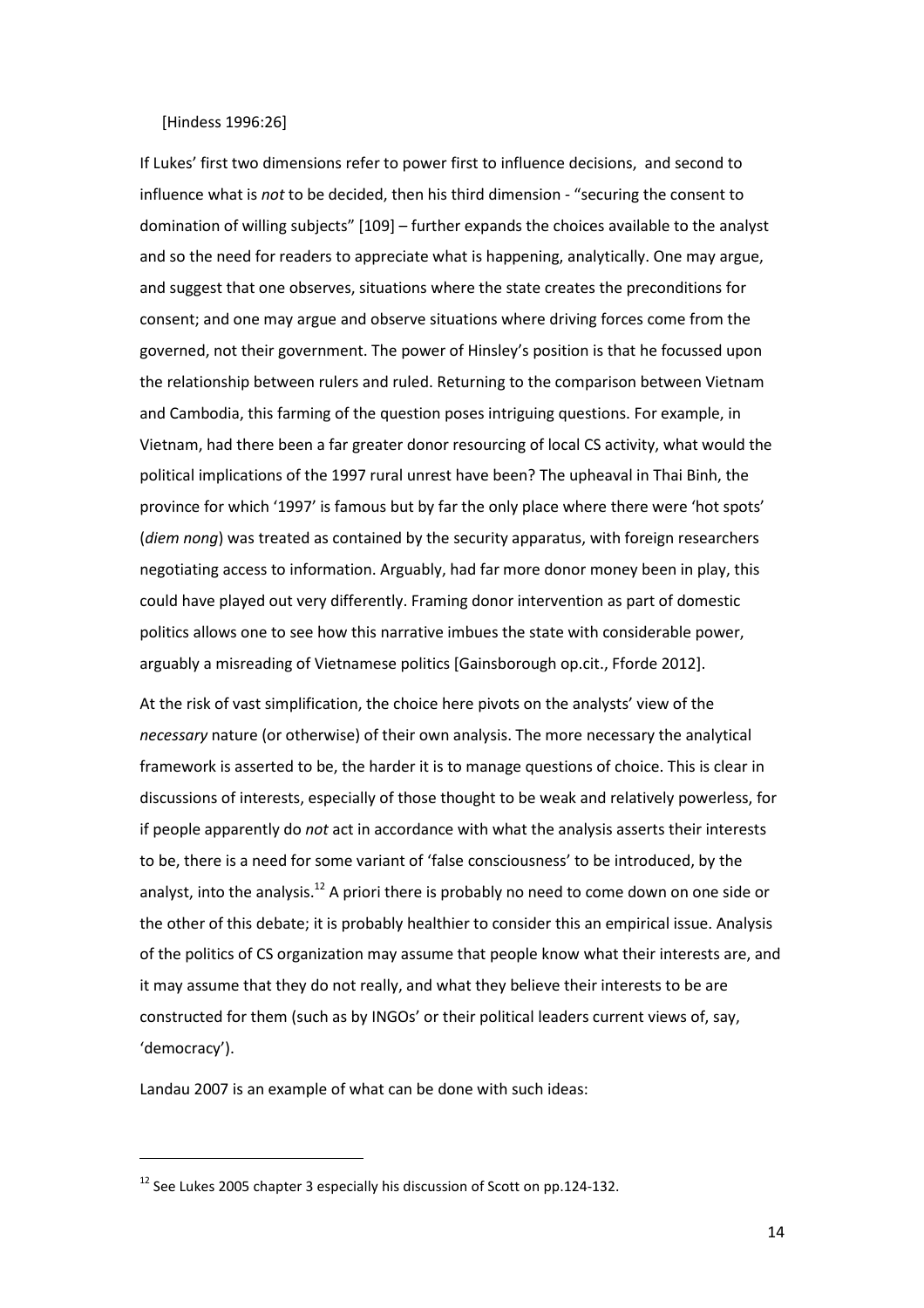[Hindess 1996:26]

If Lukes' first two dimensions refer to power first to influence decisions, and second to influence what is *not* to be decided, then his third dimension - "securing the consent to domination of willing subjects" [109] – further expands the choices available to the analyst and so the need for readers to appreciate what is happening, analytically. One may argue, and suggest that one observes, situations where the state creates the preconditions for consent; and one may argue and observe situations where driving forces come from the governed, not their government. The power of Hinsley's position is that he focussed upon the relationship between rulers and ruled. Returning to the comparison between Vietnam and Cambodia, this farming of the question poses intriguing questions. For example, in Vietnam, had there been a far greater donor resourcing of local CS activity, what would the political implications of the 1997 rural unrest have been? The upheaval in Thai Binh, the province for which '1997' is famous but by far the only place where there were 'hot spots' (*diem nong*) was treated as contained by the security apparatus, with foreign researchers negotiating access to information. Arguably, had far more donor money been in play, this could have played out very differently. Framing donor intervention as part of domestic politics allows one to see how this narrative imbues the state with considerable power, arguably a misreading of Vietnamese politics [Gainsborough op.cit., Fforde 2012].

At the risk of vast simplification, the choice here pivots on the analysts' view of the *necessary* nature (or otherwise) of their own analysis. The more necessary the analytical framework is asserted to be, the harder it is to manage questions of choice. This is clear in discussions of interests, especially of those thought to be weak and relatively powerless, for if people apparently do *not* act in accordance with what the analysis asserts their interests to be, there is a need for some variant of 'false consciousness' to be introduced, by the analyst, into the analysis.[12] A priori there is probably no need to come down on one side or the other of this debate; it is probably healthier to consider this an empirical issue. Analysis of the politics of CS organization may assume that people know what their interests are, and it may assume that they do not really, and what they believe their interests to be are constructed for them (such as by INGOs' or their political leaders current views of, say, 'democracy').

Landau 2007 is an example of what can be done with such ideas:

---

[12] See Lukes 2005 chapter 3 especially his discussion of Scott on pp.124-132.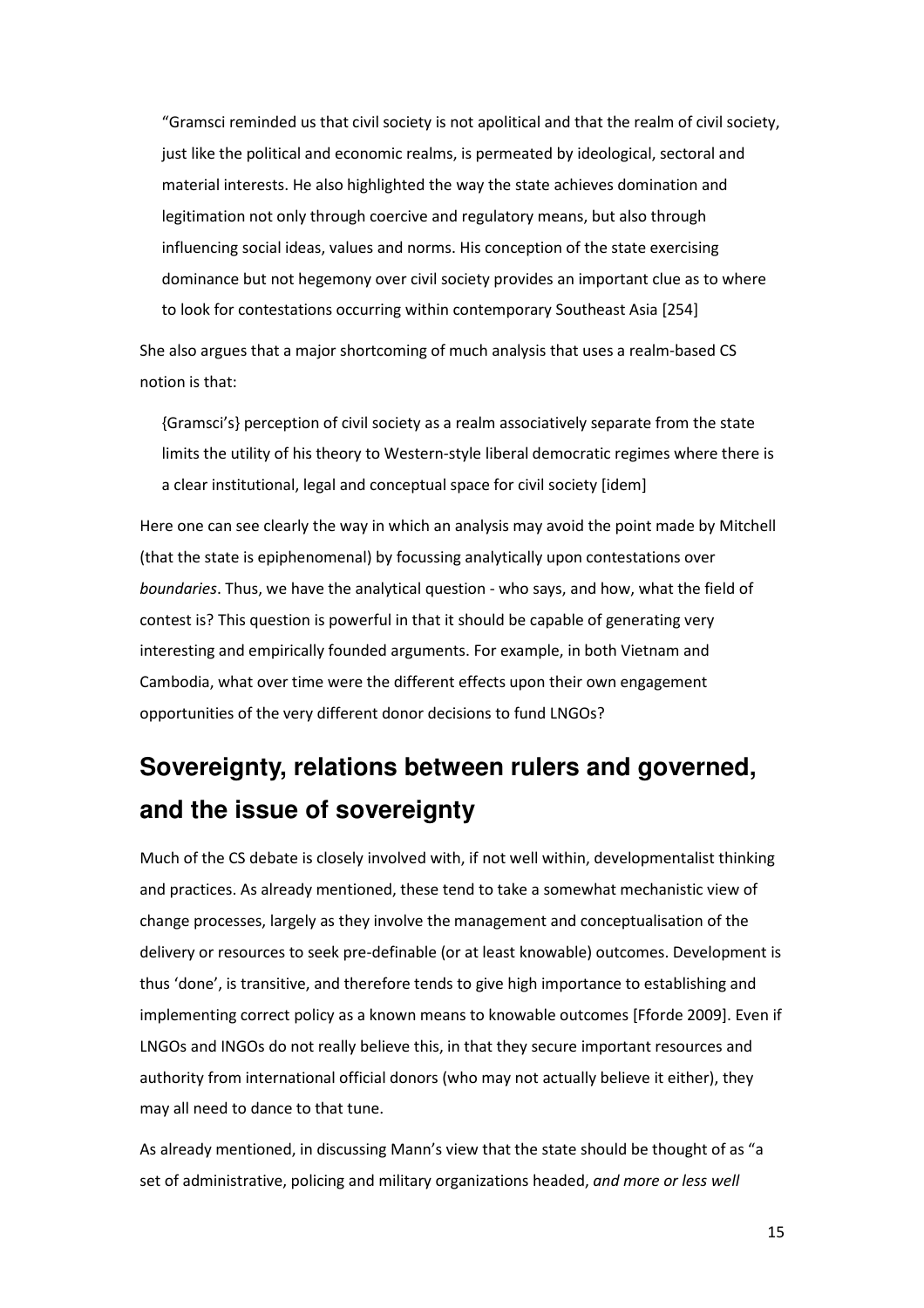> "Gramsci reminded us that civil society is not apolitical and that the realm of civil society, just like the political and economic realms, is permeated by ideological, sectoral and material interests. He also highlighted the way the state achieves domination and legitimation not only through coercive and regulatory means, but also through influencing social ideas, values and norms. His conception of the state exercising dominance but not hegemony over civil society provides an important clue as to where to look for contestations occurring within contemporary Southeast Asia [254]

She also argues that a major shortcoming of much analysis that uses a realm-based CS notion is that:

> {Gramsci's} perception of civil society as a realm associatively separate from the state limits the utility of his theory to Western-style liberal democratic regimes where there is a clear institutional, legal and conceptual space for civil society [idem]

Here one can see clearly the way in which an analysis may avoid the point made by Mitchell (that the state is epiphenomenal) by focussing analytically upon contestations over *boundaries*. Thus, we have the analytical question - who says, and how, what the field of contest is? This question is powerful in that it should be capable of generating very interesting and empirically founded arguments. For example, in both Vietnam and Cambodia, what over time were the different effects upon their own engagement opportunities of the very different donor decisions to fund LNGOs?

## Sovereignty, relations between rulers and governed, and the issue of sovereignty

Much of the CS debate is closely involved with, if not well within, developmentalist thinking and practices. As already mentioned, these tend to take a somewhat mechanistic view of change processes, largely as they involve the management and conceptualisation of the delivery or resources to seek pre-definable (or at least knowable) outcomes. Development is thus 'done', is transitive, and therefore tends to give high importance to establishing and implementing correct policy as a known means to knowable outcomes [Fforde 2009]. Even if LNGOs and INGOs do not really believe this, in that they secure important resources and authority from international official donors (who may not actually believe it either), they may all need to dance to that tune.

As already mentioned, in discussing Mann's view that the state should be thought of as "a set of administrative, policing and military organizations headed, *and more or less well*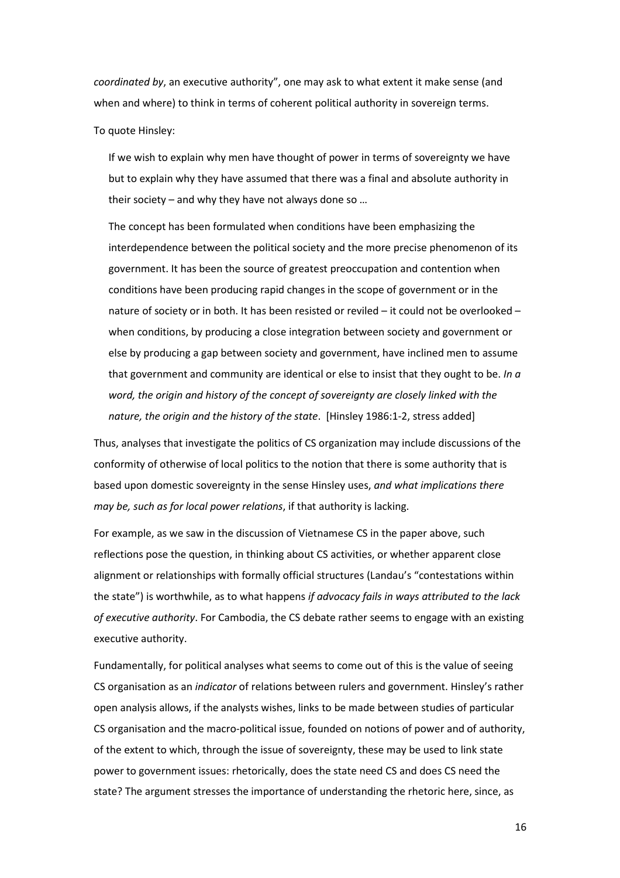*coordinated by*, an executive authority", one may ask to what extent it make sense (and when and where) to think in terms of coherent political authority in sovereign terms.

To quote Hinsley:

> If we wish to explain why men have thought of power in terms of sovereignty we have but to explain why they have assumed that there was a final and absolute authority in their society – and why they have not always done so …
>
> The concept has been formulated when conditions have been emphasizing the interdependence between the political society and the more precise phenomenon of its government. It has been the source of greatest preoccupation and contention when conditions have been producing rapid changes in the scope of government or in the nature of society or in both. It has been resisted or reviled – it could not be overlooked – when conditions, by producing a close integration between society and government or else by producing a gap between society and government, have inclined men to assume that government and community are identical or else to insist that they ought to be. *In a word, the origin and history of the concept of sovereignty are closely linked with the nature, the origin and the history of the state*. [Hinsley 1986:1-2, stress added]

Thus, analyses that investigate the politics of CS organization may include discussions of the conformity of otherwise of local politics to the notion that there is some authority that is based upon domestic sovereignty in the sense Hinsley uses, *and what implications there may be, such as for local power relations*, if that authority is lacking.

For example, as we saw in the discussion of Vietnamese CS in the paper above, such reflections pose the question, in thinking about CS activities, or whether apparent close alignment or relationships with formally official structures (Landau's "contestations within the state") is worthwhile, as to what happens *if advocacy fails in ways attributed to the lack of executive authority*. For Cambodia, the CS debate rather seems to engage with an existing executive authority.

Fundamentally, for political analyses what seems to come out of this is the value of seeing CS organisation as an *indicator* of relations between rulers and government. Hinsley's rather open analysis allows, if the analysts wishes, links to be made between studies of particular CS organisation and the macro-political issue, founded on notions of power and of authority, of the extent to which, through the issue of sovereignty, these may be used to link state power to government issues: rhetorically, does the state need CS and does CS need the state? The argument stresses the importance of understanding the rhetoric here, since, as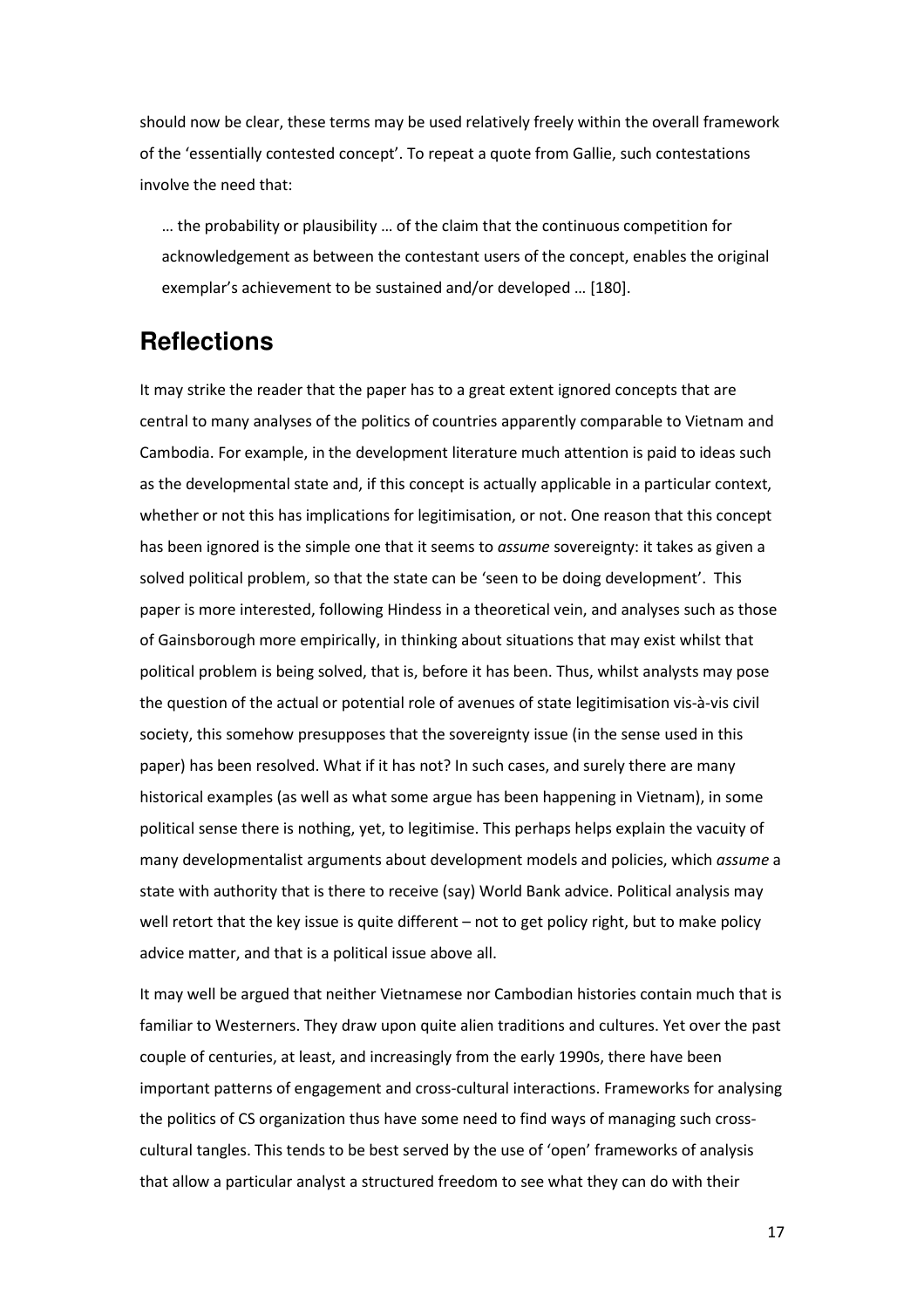should now be clear, these terms may be used relatively freely within the overall framework of the 'essentially contested concept'. To repeat a quote from Gallie, such contestations involve the need that:

> … the probability or plausibility … of the claim that the continuous competition for acknowledgement as between the contestant users of the concept, enables the original exemplar's achievement to be sustained and/or developed … [180].

## Reflections

It may strike the reader that the paper has to a great extent ignored concepts that are central to many analyses of the politics of countries apparently comparable to Vietnam and Cambodia. For example, in the development literature much attention is paid to ideas such as the developmental state and, if this concept is actually applicable in a particular context, whether or not this has implications for legitimisation, or not. One reason that this concept has been ignored is the simple one that it seems to *assume* sovereignty: it takes as given a solved political problem, so that the state can be 'seen to be doing development'. This paper is more interested, following Hindess in a theoretical vein, and analyses such as those of Gainsborough more empirically, in thinking about situations that may exist whilst that political problem is being solved, that is, before it has been. Thus, whilst analysts may pose the question of the actual or potential role of avenues of state legitimisation vis-à-vis civil society, this somehow presupposes that the sovereignty issue (in the sense used in this paper) has been resolved. What if it has not? In such cases, and surely there are many historical examples (as well as what some argue has been happening in Vietnam), in some political sense there is nothing, yet, to legitimise. This perhaps helps explain the vacuity of many developmentalist arguments about development models and policies, which *assume* a state with authority that is there to receive (say) World Bank advice. Political analysis may well retort that the key issue is quite different – not to get policy right, but to make policy advice matter, and that is a political issue above all.

It may well be argued that neither Vietnamese nor Cambodian histories contain much that is familiar to Westerners. They draw upon quite alien traditions and cultures. Yet over the past couple of centuries, at least, and increasingly from the early 1990s, there have been important patterns of engagement and cross-cultural interactions. Frameworks for analysing the politics of CS organization thus have some need to find ways of managing such cross-cultural tangles. This tends to be best served by the use of 'open' frameworks of analysis that allow a particular analyst a structured freedom to see what they can do with their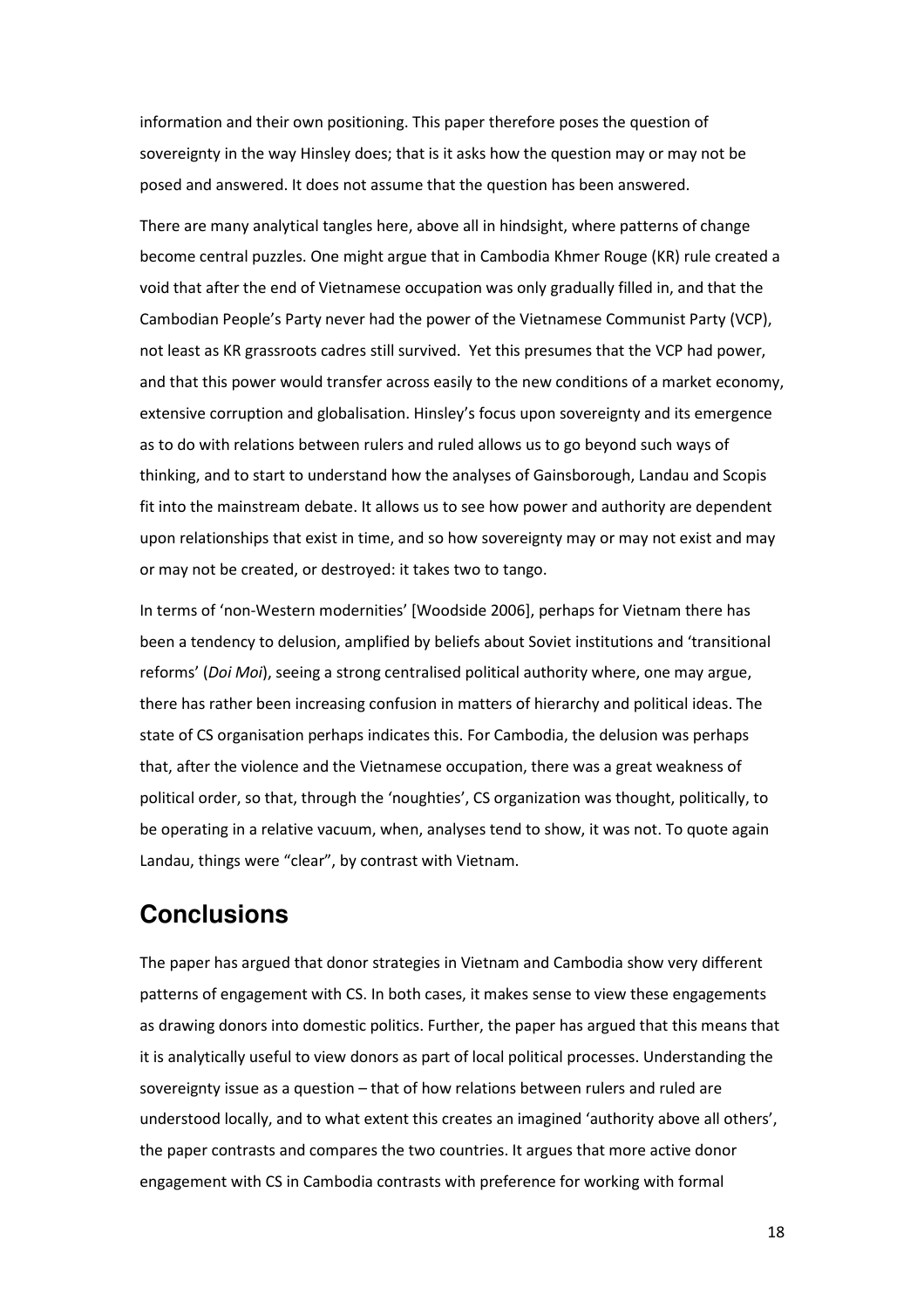information and their own positioning. This paper therefore poses the question of sovereignty in the way Hinsley does; that is it asks how the question may or may not be posed and answered. It does not assume that the question has been answered.

There are many analytical tangles here, above all in hindsight, where patterns of change become central puzzles. One might argue that in Cambodia Khmer Rouge (KR) rule created a void that after the end of Vietnamese occupation was only gradually filled in, and that the Cambodian People's Party never had the power of the Vietnamese Communist Party (VCP), not least as KR grassroots cadres still survived. Yet this presumes that the VCP had power, and that this power would transfer across easily to the new conditions of a market economy, extensive corruption and globalisation. Hinsley's focus upon sovereignty and its emergence as to do with relations between rulers and ruled allows us to go beyond such ways of thinking, and to start to understand how the analyses of Gainsborough, Landau and Scopis fit into the mainstream debate. It allows us to see how power and authority are dependent upon relationships that exist in time, and so how sovereignty may or may not exist and may or may not be created, or destroyed: it takes two to tango.

In terms of 'non-Western modernities' [Woodside 2006], perhaps for Vietnam there has been a tendency to delusion, amplified by beliefs about Soviet institutions and 'transitional reforms' (*Doi Moi*), seeing a strong centralised political authority where, one may argue, there has rather been increasing confusion in matters of hierarchy and political ideas. The state of CS organisation perhaps indicates this. For Cambodia, the delusion was perhaps that, after the violence and the Vietnamese occupation, there was a great weakness of political order, so that, through the 'noughties', CS organization was thought, politically, to be operating in a relative vacuum, when, analyses tend to show, it was not. To quote again Landau, things were "clear", by contrast with Vietnam.

## Conclusions

The paper has argued that donor strategies in Vietnam and Cambodia show very different patterns of engagement with CS. In both cases, it makes sense to view these engagements as drawing donors into domestic politics. Further, the paper has argued that this means that it is analytically useful to view donors as part of local political processes. Understanding the sovereignty issue as a question – that of how relations between rulers and ruled are understood locally, and to what extent this creates an imagined 'authority above all others', the paper contrasts and compares the two countries. It argues that more active donor engagement with CS in Cambodia contrasts with preference for working with formal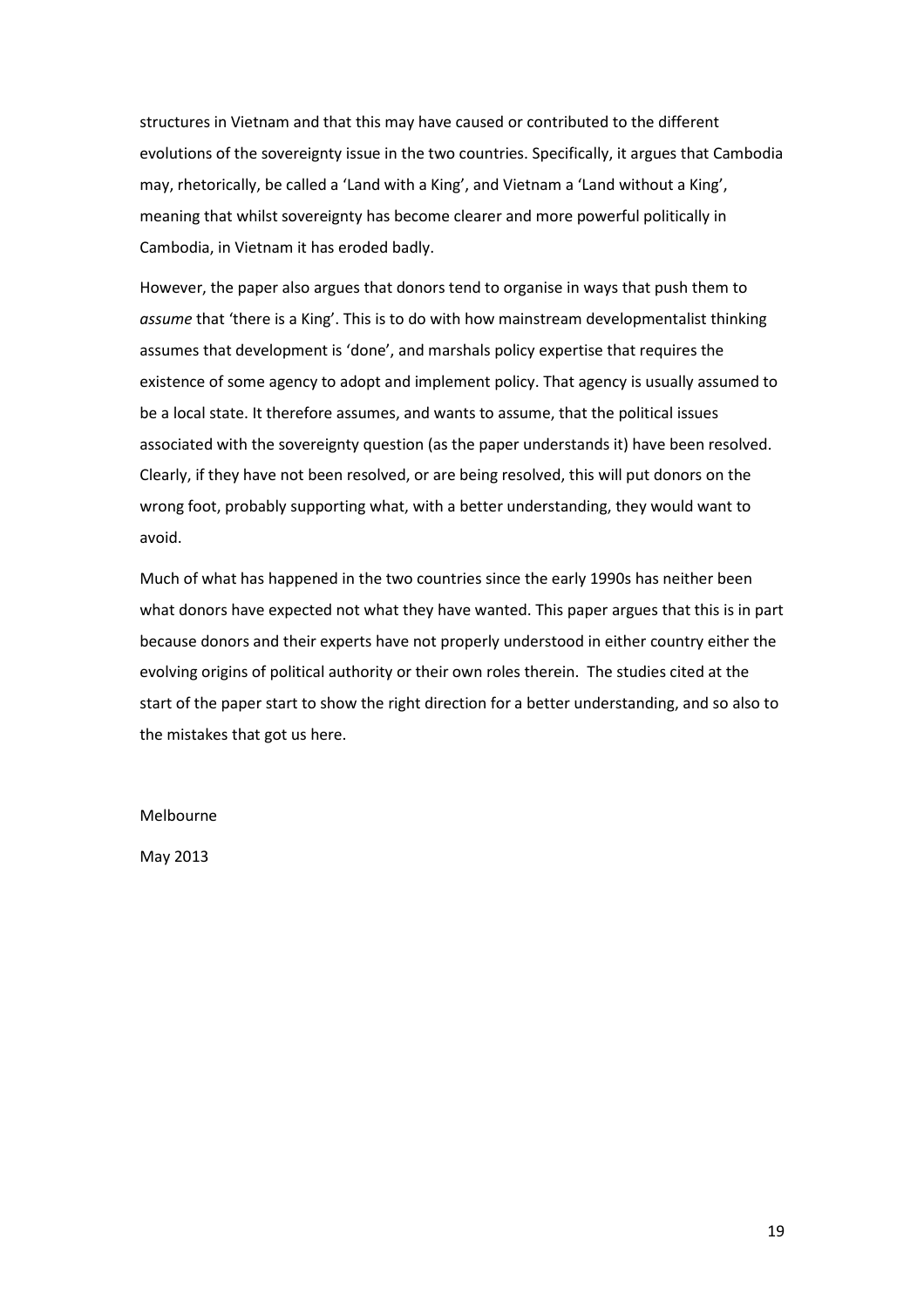structures in Vietnam and that this may have caused or contributed to the different evolutions of the sovereignty issue in the two countries. Specifically, it argues that Cambodia may, rhetorically, be called a 'Land with a King', and Vietnam a 'Land without a King', meaning that whilst sovereignty has become clearer and more powerful politically in Cambodia, in Vietnam it has eroded badly.

However, the paper also argues that donors tend to organise in ways that push them to *assume* that 'there is a King'. This is to do with how mainstream developmentalist thinking assumes that development is 'done', and marshals policy expertise that requires the existence of some agency to adopt and implement policy. That agency is usually assumed to be a local state. It therefore assumes, and wants to assume, that the political issues associated with the sovereignty question (as the paper understands it) have been resolved. Clearly, if they have not been resolved, or are being resolved, this will put donors on the wrong foot, probably supporting what, with a better understanding, they would want to avoid.

Much of what has happened in the two countries since the early 1990s has neither been what donors have expected not what they have wanted. This paper argues that this is in part because donors and their experts have not properly understood in either country either the evolving origins of political authority or their own roles therein. The studies cited at the start of the paper start to show the right direction for a better understanding, and so also to the mistakes that got us here.

Melbourne

May 2013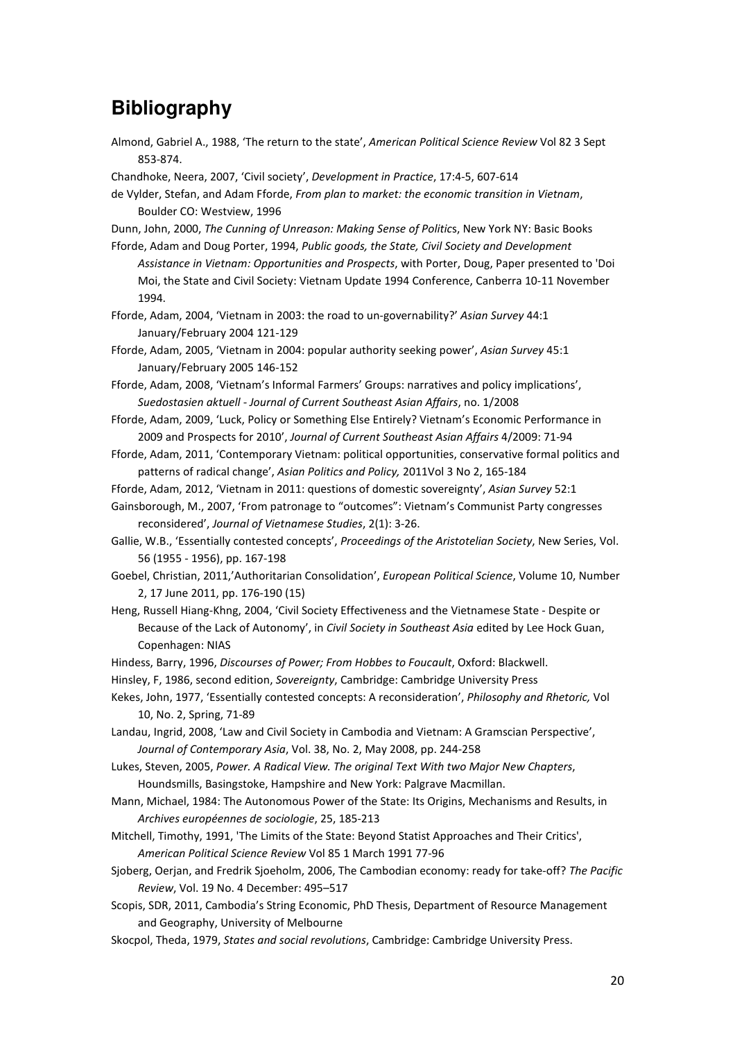# Bibliography

Almond, Gabriel A., 1988, 'The return to the state', *American Political Science Review* Vol 82 3 Sept 853-874.

Chandhoke, Neera, 2007, 'Civil society', *Development in Practice*, 17:4-5, 607-614

de Vylder, Stefan, and Adam Fforde, *From plan to market: the economic transition in Vietnam*, Boulder CO: Westview, 1996

Dunn, John, 2000, *The Cunning of Unreason: Making Sense of Politics*, New York NY: Basic Books

Fforde, Adam and Doug Porter, 1994, *Public goods, the State, Civil Society and Development Assistance in Vietnam: Opportunities and Prospects*, with Porter, Doug, Paper presented to 'Doi Moi, the State and Civil Society: Vietnam Update 1994 Conference, Canberra 10-11 November 1994.

Fforde, Adam, 2004, 'Vietnam in 2003: the road to un-governability?' *Asian Survey* 44:1 January/February 2004 121-129

Fforde, Adam, 2005, 'Vietnam in 2004: popular authority seeking power', *Asian Survey* 45:1 January/February 2005 146-152

Fforde, Adam, 2008, 'Vietnam's Informal Farmers' Groups: narratives and policy implications', *Suedostasien aktuell - Journal of Current Southeast Asian Affairs*, no. 1/2008

Fforde, Adam, 2009, 'Luck, Policy or Something Else Entirely? Vietnam's Economic Performance in 2009 and Prospects for 2010', *Journal of Current Southeast Asian Affairs* 4/2009: 71-94

Fforde, Adam, 2011, 'Contemporary Vietnam: political opportunities, conservative formal politics and patterns of radical change', *Asian Politics and Policy,* 2011Vol 3 No 2, 165-184

Fforde, Adam, 2012, 'Vietnam in 2011: questions of domestic sovereignty', *Asian Survey* 52:1

Gainsborough, M., 2007, 'From patronage to "outcomes": Vietnam's Communist Party congresses reconsidered', *Journal of Vietnamese Studies*, 2(1): 3-26.

Gallie, W.B., 'Essentially contested concepts', *Proceedings of the Aristotelian Society*, New Series, Vol. 56 (1955 - 1956), pp. 167-198

Goebel, Christian, 2011,'Authoritarian Consolidation', *European Political Science*, Volume 10, Number 2, 17 June 2011, pp. 176-190 (15)

Heng, Russell Hiang-Khng, 2004, 'Civil Society Effectiveness and the Vietnamese State - Despite or Because of the Lack of Autonomy', in *Civil Society in Southeast Asia* edited by Lee Hock Guan, Copenhagen: NIAS

Hindess, Barry, 1996, *Discourses of Power; From Hobbes to Foucault*, Oxford: Blackwell.

Hinsley, F, 1986, second edition, *Sovereignty*, Cambridge: Cambridge University Press

Kekes, John, 1977, 'Essentially contested concepts: A reconsideration', *Philosophy and Rhetoric,* Vol 10, No. 2, Spring, 71-89

Landau, Ingrid, 2008, 'Law and Civil Society in Cambodia and Vietnam: A Gramscian Perspective', *Journal of Contemporary Asia*, Vol. 38, No. 2, May 2008, pp. 244-258

Lukes, Steven, 2005, *Power. A Radical View. The original Text With two Major New Chapters*, Houndsmills, Basingstoke, Hampshire and New York: Palgrave Macmillan.

Mann, Michael, 1984: The Autonomous Power of the State: Its Origins, Mechanisms and Results, in *Archives européennes de sociologie*, 25, 185-213

Mitchell, Timothy, 1991, 'The Limits of the State: Beyond Statist Approaches and Their Critics', *American Political Science Review* Vol 85 1 March 1991 77-96

Sjoberg, Oerjan, and Fredrik Sjoeholm, 2006, The Cambodian economy: ready for take-off? *The Pacific Review*, Vol. 19 No. 4 December: 495–517

Scopis, SDR, 2011, Cambodia's String Economic, PhD Thesis, Department of Resource Management and Geography, University of Melbourne

Skocpol, Theda, 1979, *States and social revolutions*, Cambridge: Cambridge University Press.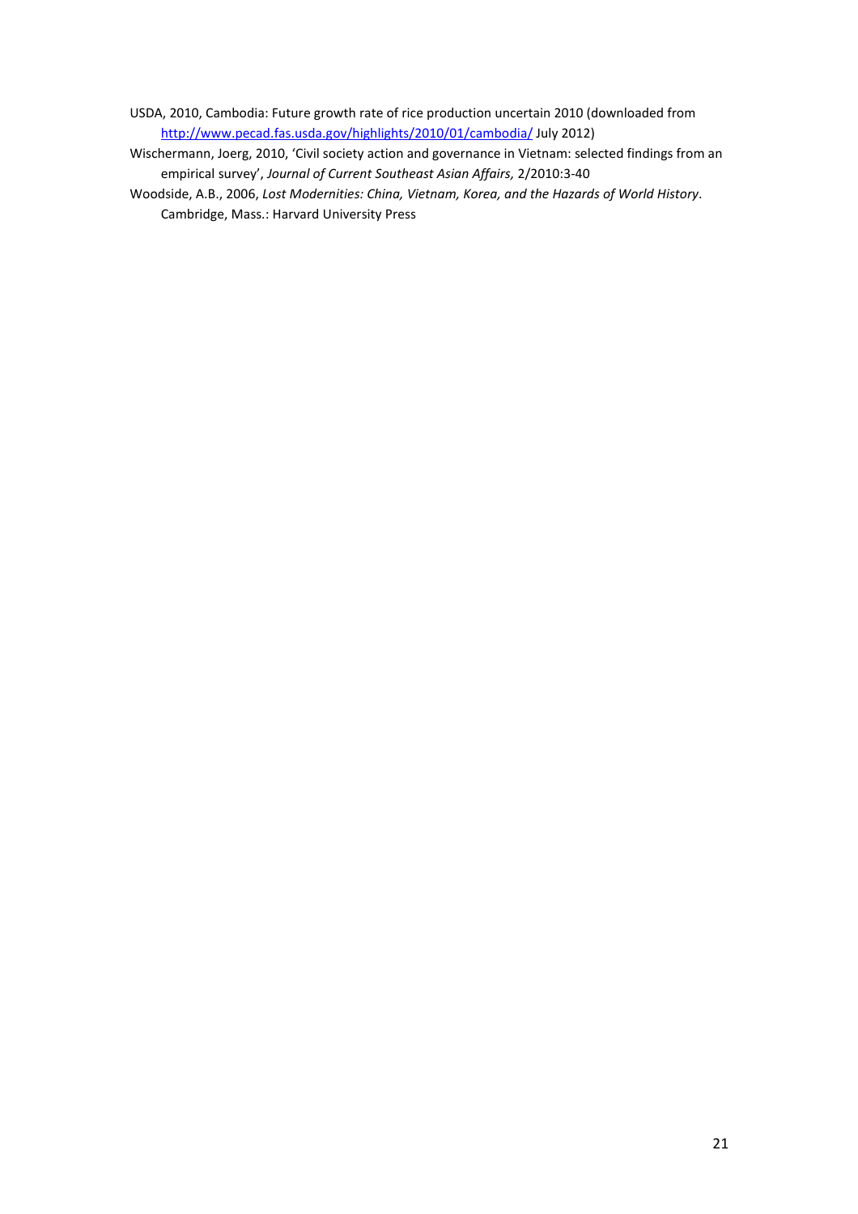USDA, 2010, Cambodia: Future growth rate of rice production uncertain 2010 (downloaded from http://www.pecad.fas.usda.gov/highlights/2010/01/cambodia/ July 2012)

Wischermann, Joerg, 2010, 'Civil society action and governance in Vietnam: selected findings from an empirical survey', *Journal of Current Southeast Asian Affairs,* 2/2010:3-40

Woodside, A.B., 2006, *Lost Modernities: China, Vietnam, Korea, and the Hazards of World History*. Cambridge, Mass.: Harvard University Press